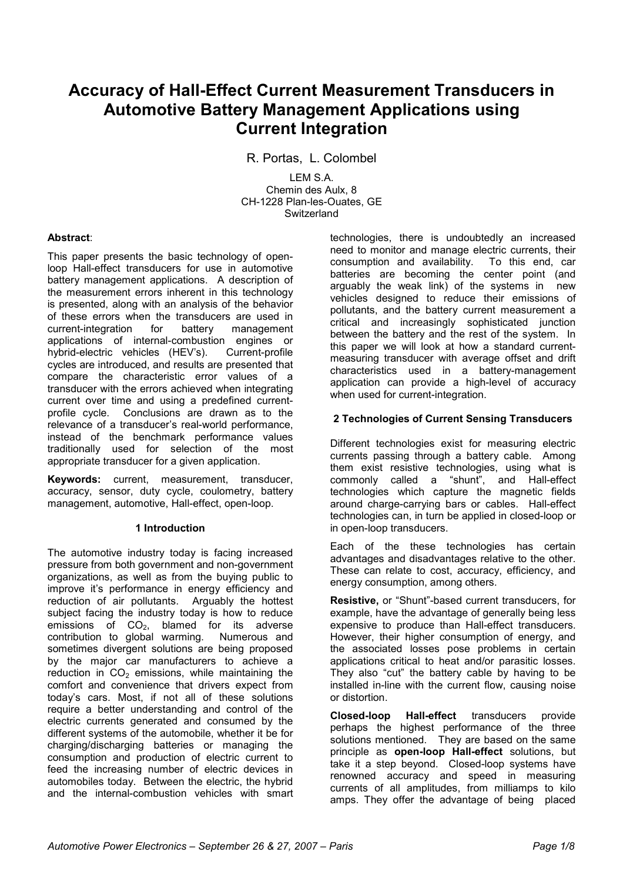# Accuracy of Hall-Effect Current Measurement Transducers in Automotive Battery Management Applications using Current Integration

R. Portas, L. Colombel

LEM S.A.
Chemin des Aulx, 8
CH-1228 Plan-les-Ouates, GE
Switzerland

**Abstract**:

This paper presents the basic technology of open-loop Hall-effect transducers for use in automotive battery management applications. A description of the measurement errors inherent in this technology is presented, along with an analysis of the behavior of these errors when the transducers are used in current-integration for battery management applications of internal-combustion engines or hybrid-electric vehicles (HEV's). Current-profile cycles are introduced, and results are presented that compare the characteristic error values of a transducer with the errors achieved when integrating current over time and using a predefined current-profile cycle. Conclusions are drawn as to the relevance of a transducer's real-world performance, instead of the benchmark performance values traditionally used for selection of the most appropriate transducer for a given application.

**Keywords:** current, measurement, transducer, accuracy, sensor, duty cycle, coulometry, battery management, automotive, Hall-effect, open-loop.

## 1 Introduction

The automotive industry today is facing increased pressure from both government and non-government organizations, as well as from the buying public to improve it's performance in energy efficiency and reduction of air pollutants. Arguably the hottest subject facing the industry today is how to reduce emissions of $CO_2$, blamed for its adverse contribution to global warming. Numerous and sometimes divergent solutions are being proposed by the major car manufacturers to achieve a reduction in $CO_2$ emissions, while maintaining the comfort and convenience that drivers expect from today's cars. Most, if not all of these solutions require a better understanding and control of the electric currents generated and consumed by the different systems of the automobile, whether it be for charging/discharging batteries or managing the consumption and production of electric current to feed the increasing number of electric devices in automobiles today. Between the electric, the hybrid and the internal-combustion vehicles with smart technologies, there is undoubtedly an increased need to monitor and manage electric currents, their consumption and availability. To this end, car batteries are becoming the center point (and arguably the weak link) of the systems in new vehicles designed to reduce their emissions of pollutants, and the battery current measurement a critical and increasingly sophisticated junction between the battery and the rest of the system. In this paper we will look at how a standard current-measuring transducer with average offset and drift characteristics used in a battery-management application can provide a high-level of accuracy when used for current-integration.

## 2 Technologies of Current Sensing Transducers

Different technologies exist for measuring electric currents passing through a battery cable. Among them exist resistive technologies, using what is commonly called a "shunt", and Hall-effect technologies which capture the magnetic fields around charge-carrying bars or cables. Hall-effect technologies can, in turn be applied in closed-loop or in open-loop transducers.

Each of the these technologies has certain advantages and disadvantages relative to the other. These can relate to cost, accuracy, efficiency, and energy consumption, among others.

**Resistive,** or "Shunt"-based current transducers, for example, have the advantage of generally being less expensive to produce than Hall-effect transducers. However, their higher consumption of energy, and the associated losses pose problems in certain applications critical to heat and/or parasitic losses. They also "cut" the battery cable by having to be installed in-line with the current flow, causing noise or distortion.

**Closed-loop Hall-effect** transducers provide perhaps the highest performance of the three solutions mentioned. They are based on the same principle as **open-loop Hall-effect** solutions, but take it a step beyond. Closed-loop systems have renowned accuracy and speed in measuring currents of all amplitudes, from milliamps to kilo amps. They offer the advantage of being placed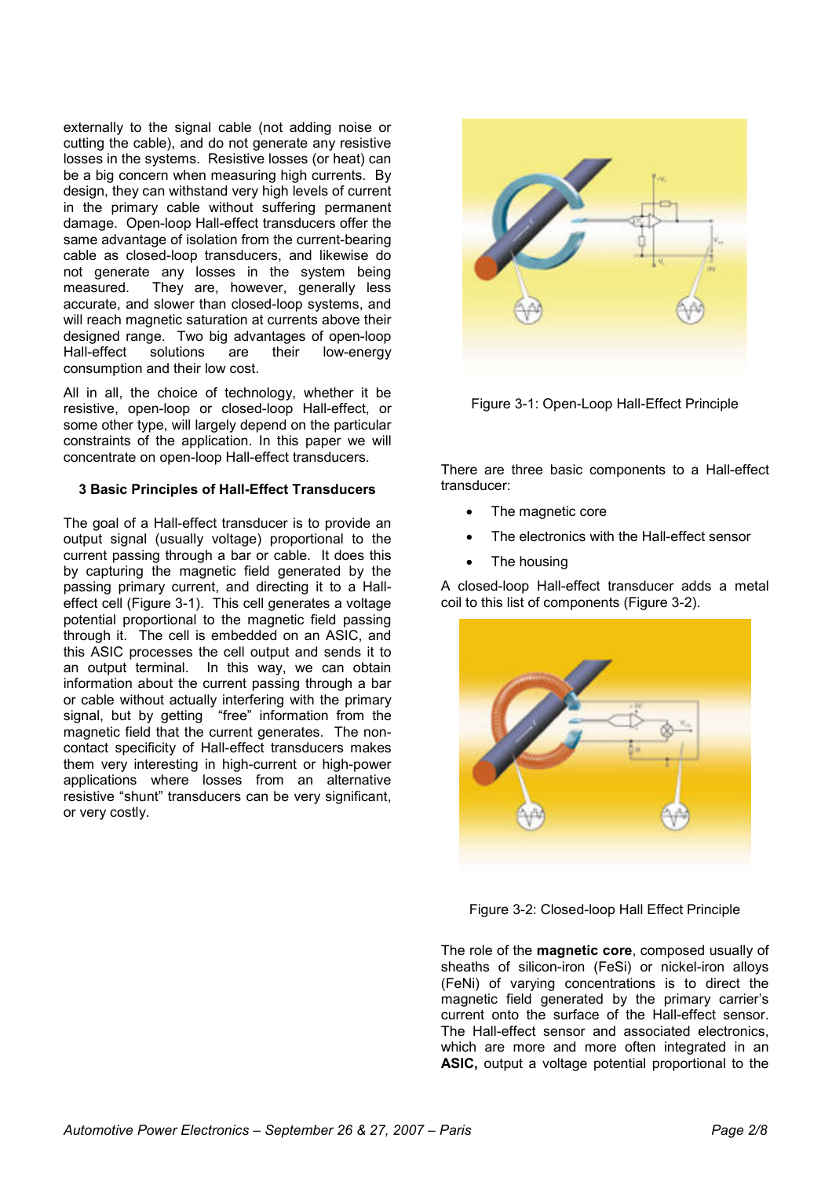externally to the signal cable (not adding noise or cutting the cable), and do not generate any resistive losses in the systems. Resistive losses (or heat) can be a big concern when measuring high currents. By design, they can withstand very high levels of current in the primary cable without suffering permanent damage. Open-loop Hall-effect transducers offer the same advantage of isolation from the current-bearing cable as closed-loop transducers, and likewise do not generate any losses in the system being measured. They are, however, generally less accurate, and slower than closed-loop systems, and will reach magnetic saturation at currents above their designed range. Two big advantages of open-loop Hall-effect solutions are their low-energy consumption and their low cost.

All in all, the choice of technology, whether it be resistive, open-loop or closed-loop Hall-effect, or some other type, will largely depend on the particular constraints of the application. In this paper we will concentrate on open-loop Hall-effect transducers.

## 3 Basic Principles of Hall-Effect Transducers

The goal of a Hall-effect transducer is to provide an output signal (usually voltage) proportional to the current passing through a bar or cable. It does this by capturing the magnetic field generated by the passing primary current, and directing it to a Hall-effect cell (Figure 3-1). This cell generates a voltage potential proportional to the magnetic field passing through it. The cell is embedded on an ASIC, and this ASIC processes the cell output and sends it to an output terminal. In this way, we can obtain information about the current passing through a bar or cable without actually interfering with the primary signal, but by getting "free" information from the magnetic field that the current generates. The non-contact specificity of Hall-effect transducers makes them very interesting in high-current or high-power applications where losses from an alternative resistive "shunt" transducers can be very significant, or very costly.

Figure 3-1: Open-Loop Hall-Effect Principle

There are three basic components to a Hall-effect transducer:

- The magnetic core
- The electronics with the Hall-effect sensor
- The housing

A closed-loop Hall-effect transducer adds a metal coil to this list of components (Figure 3-2).

Figure 3-2: Closed-loop Hall Effect Principle

The role of the **magnetic core**, composed usually of sheaths of silicon-iron (FeSi) or nickel-iron alloys (FeNi) of varying concentrations is to direct the magnetic field generated by the primary carrier's current onto the surface of the Hall-effect sensor. The Hall-effect sensor and associated electronics, which are more and more often integrated in an **ASIC,** output a voltage potential proportional to the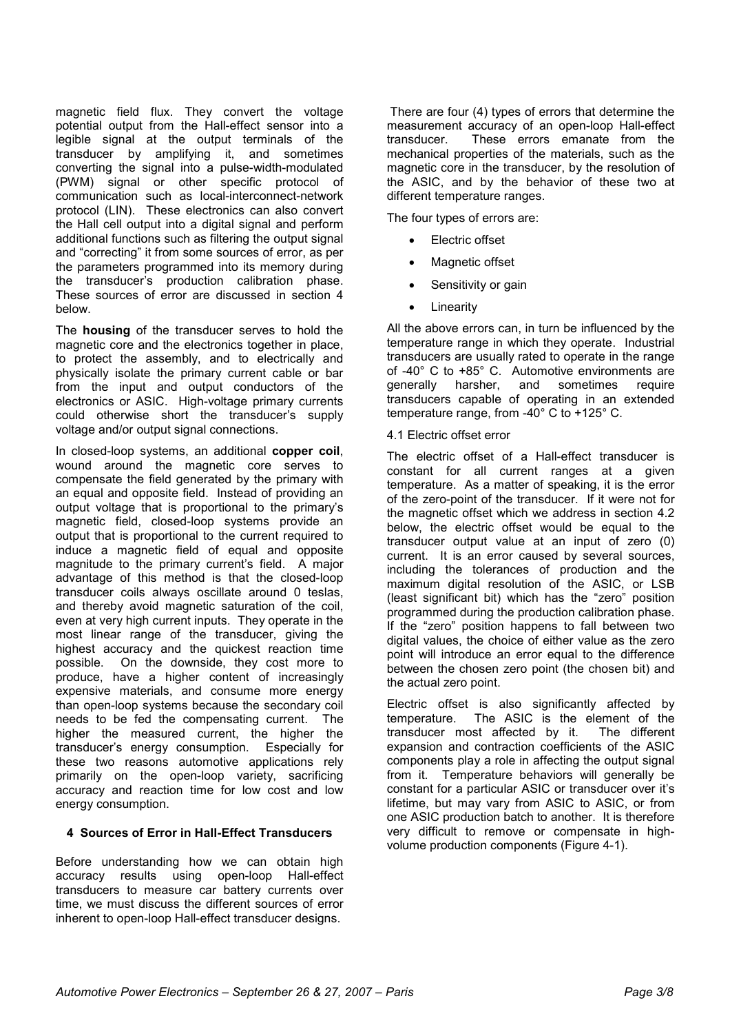magnetic field flux. They convert the voltage potential output from the Hall-effect sensor into a legible signal at the output terminals of the transducer by amplifying it, and sometimes converting the signal into a pulse-width-modulated (PWM) signal or other specific protocol of communication such as local-interconnect-network protocol (LIN). These electronics can also convert the Hall cell output into a digital signal and perform additional functions such as filtering the output signal and "correcting" it from some sources of error, as per the parameters programmed into its memory during the transducer's production calibration phase. These sources of error are discussed in section 4 below.

The **housing** of the transducer serves to hold the magnetic core and the electronics together in place, to protect the assembly, and to electrically and physically isolate the primary current cable or bar from the input and output conductors of the electronics or ASIC. High-voltage primary currents could otherwise short the transducer's supply voltage and/or output signal connections.

In closed-loop systems, an additional **copper coil**, wound around the magnetic core serves to compensate the field generated by the primary with an equal and opposite field. Instead of providing an output voltage that is proportional to the primary's magnetic field, closed-loop systems provide an output that is proportional to the current required to induce a magnetic field of equal and opposite magnitude to the primary current's field. A major advantage of this method is that the closed-loop transducer coils always oscillate around 0 teslas, and thereby avoid magnetic saturation of the coil, even at very high current inputs. They operate in the most linear range of the transducer, giving the highest accuracy and the quickest reaction time possible. On the downside, they cost more to produce, have a higher content of increasingly expensive materials, and consume more energy than open-loop systems because the secondary coil needs to be fed the compensating current. The higher the measured current, the higher the transducer's energy consumption. Especially for these two reasons automotive applications rely primarily on the open-loop variety, sacrificing accuracy and reaction time for low cost and low energy consumption.

## 4 Sources of Error in Hall-Effect Transducers

Before understanding how we can obtain high accuracy results using open-loop Hall-effect transducers to measure car battery currents over time, we must discuss the different sources of error inherent to open-loop Hall-effect transducer designs.

There are four (4) types of errors that determine the measurement accuracy of an open-loop Hall-effect transducer. These errors emanate from the mechanical properties of the materials, such as the magnetic core in the transducer, by the resolution of the ASIC, and by the behavior of these two at different temperature ranges.

The four types of errors are:

- Electric offset
- Magnetic offset
- Sensitivity or gain
- Linearity

All the above errors can, in turn be influenced by the temperature range in which they operate. Industrial transducers are usually rated to operate in the range of -40° C to +85° C. Automotive environments are generally harsher, and sometimes require transducers capable of operating in an extended temperature range, from -40° C to +125° C.

### 4.1 Electric offset error

The electric offset of a Hall-effect transducer is constant for all current ranges at a given temperature. As a matter of speaking, it is the error of the zero-point of the transducer. If it were not for the magnetic offset which we address in section 4.2 below, the electric offset would be equal to the transducer output value at an input of zero (0) current. It is an error caused by several sources, including the tolerances of production and the maximum digital resolution of the ASIC, or LSB (least significant bit) which has the "zero" position programmed during the production calibration phase. If the "zero" position happens to fall between two digital values, the choice of either value as the zero point will introduce an error equal to the difference between the chosen zero point (the chosen bit) and the actual zero point.

Electric offset is also significantly affected by temperature. The ASIC is the element of the transducer most affected by it. The different expansion and contraction coefficients of the ASIC components play a role in affecting the output signal from it. Temperature behaviors will generally be constant for a particular ASIC or transducer over it's lifetime, but may vary from ASIC to ASIC, or from one ASIC production batch to another. It is therefore very difficult to remove or compensate in high-volume production components (Figure 4-1).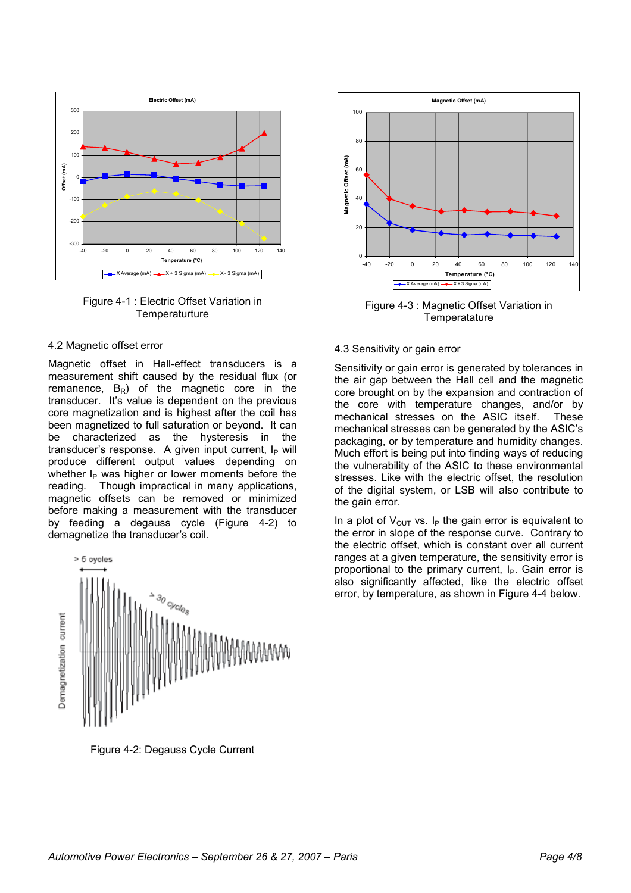Electric Offset (mA)

300
200
100
0
-100
-200
-300

Offset (mA)

-40 -20 0 20 40 60 80 100 120 140

Temperature (°C)

X Average (mA) X + 3 Sigma (mA) X - 3 Sigma (mA)

Figure 4-1 : Electric Offset Variation in Temperaturture

## 4.2 Magnetic offset error

Magnetic offset in Hall-effect transducers is a measurement shift caused by the residual flux (or remanence, $B_R$) of the magnetic core in the transducer. It's value is dependent on the previous core magnetization and is highest after the coil has been magnetized to full saturation or beyond. It can be characterized as the hysteresis in the transducer's response. A given input current, $I_P$ will produce different output values depending on whether $I_P$ was higher or lower moments before the reading. Though impractical in many applications, magnetic offsets can be removed or minimized before making a measurement with the transducer by feeding a degauss cycle (Figure 4-2) to demagnetize the transducer's coil.

> 5 cycles

> 30 cycles

Demagnetization current

Figure 4-2: Degauss Cycle Current

Magnetic Offset (mA)

100
80
60
40
20
0

Magnetic Offset (mA)

-40 -20 0 20 40 60 80 100 120 140

Temperature (°C)

X Average (mA) X + 3 Sigma (mA)

Figure 4-3 : Magnetic Offset Variation in Temperatature

## 4.3 Sensitivity or gain error

Sensitivity or gain error is generated by tolerances in the air gap between the Hall cell and the magnetic core brought on by the expansion and contraction of the core with temperature changes, and/or by mechanical stresses on the ASIC itself. These mechanical stresses can be generated by the ASIC's packaging, or by temperature and humidity changes. Much effort is being put into finding ways of reducing the vulnerability of the ASIC to these environmental stresses. Like with the electric offset, the resolution of the digital system, or LSB will also contribute to the gain error.

In a plot of $V_{OUT}$ vs. $I_P$ the gain error is equivalent to the error in slope of the response curve. Contrary to the electric offset, which is constant over all current ranges at a given temperature, the sensitivity error is proportional to the primary current, $I_P$. Gain error is also significantly affected, like the electric offset error, by temperature, as shown in Figure 4-4 below.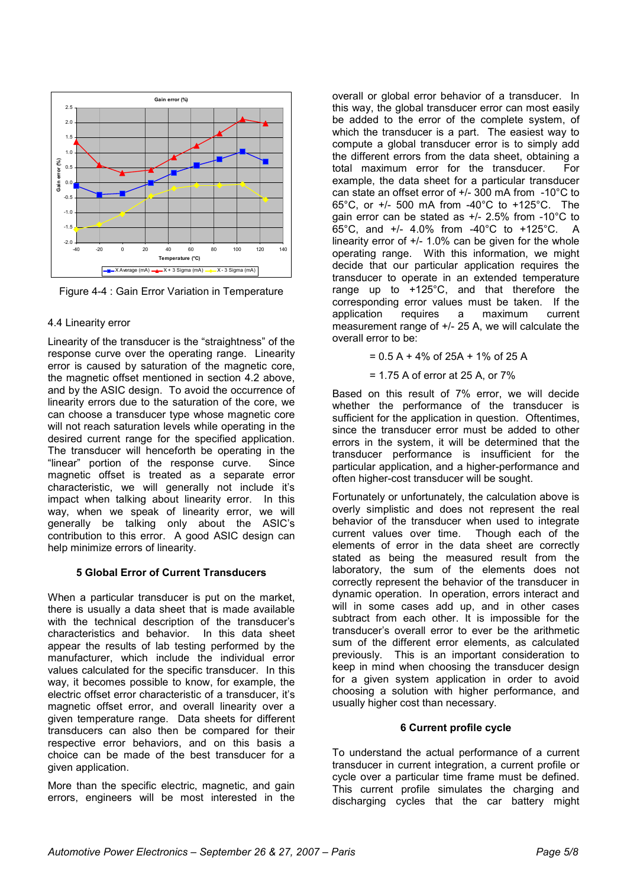Gain error (%)

2.5
2.0
1.5
1.0
0.5
0.0
-0.5
-1.0
-1.5
-2.0

Gain error (%)

-40 -20 0 20 40 60 80 100 120 140

Temperature (°C)

X Average (mA) X + 3 Sigma (mA) X - 3 Sigma (mA)

Figure 4-4 : Gain Error Variation in Temperature

## 4.4 Linearity error

Linearity of the transducer is the "straightness" of the response curve over the operating range. Linearity error is caused by saturation of the magnetic core, the magnetic offset mentioned in section 4.2 above, and by the ASIC design. To avoid the occurrence of linearity errors due to the saturation of the core, we can choose a transducer type whose magnetic core will not reach saturation levels while operating in the desired current range for the specified application. The transducer will henceforth be operating in the "linear" portion of the response curve. Since magnetic offset is treated as a separate error characteristic, we will generally not include it's impact when talking about linearity error. In this way, when we speak of linearity error, we will generally be talking only about the ASIC's contribution to this error. A good ASIC design can help minimize errors of linearity.

## 5 Global Error of Current Transducers

When a particular transducer is put on the market, there is usually a data sheet that is made available with the technical description of the transducer's characteristics and behavior. In this data sheet appear the results of lab testing performed by the manufacturer, which include the individual error values calculated for the specific transducer. In this way, it becomes possible to know, for example, the electric offset error characteristic of a transducer, it's magnetic offset error, and overall linearity over a given temperature range. Data sheets for different transducers can also then be compared for their respective error behaviors, and on this basis a choice can be made of the best transducer for a given application.

More than the specific electric, magnetic, and gain errors, engineers will be most interested in the overall or global error behavior of a transducer. In this way, the global transducer error can most easily be added to the error of the complete system, of which the transducer is a part. The easiest way to compute a global transducer error is to simply add the different errors from the data sheet, obtaining a total maximum error for the transducer. For example, the data sheet for a particular transducer can state an offset error of +/- 300 mA from -10°C to 65°C, or +/- 500 mA from -40°C to +125°C. The gain error can be stated as +/- 2.5% from -10°C to 65°C, and +/- 4.0% from -40°C to +125°C. A linearity error of +/- 1.0% can be given for the whole operating range. With this information, we might decide that our particular application requires the transducer to operate in an extended temperature range up to +125°C, and that therefore the corresponding error values must be taken. If the application requires a maximum current measurement range of +/- 25 A, we will calculate the overall error to be:

= 0.5 A + 4% of 25A + 1% of 25 A

= 1.75 A of error at 25 A, or 7%

Based on this result of 7% error, we will decide whether the performance of the transducer is sufficient for the application in question. Oftentimes, since the transducer error must be added to other errors in the system, it will be determined that the transducer performance is insufficient for the particular application, and a higher-performance and often higher-cost transducer will be sought.

Fortunately or unfortunately, the calculation above is overly simplistic and does not represent the real behavior of the transducer when used to integrate current values over time. Though each of the elements of error in the data sheet are correctly stated as being the measured result from the laboratory, the sum of the elements does not correctly represent the behavior of the transducer in dynamic operation. In operation, errors interact and will in some cases add up, and in other cases subtract from each other. It is impossible for the transducer's overall error to ever be the arithmetic sum of the different error elements, as calculated previously. This is an important consideration to keep in mind when choosing the transducer design for a given system application in order to avoid choosing a solution with higher performance, and usually higher cost than necessary.

## 6 Current profile cycle

To understand the actual performance of a current transducer in current integration, a current profile or cycle over a particular time frame must be defined. This current profile simulates the charging and discharging cycles that the car battery might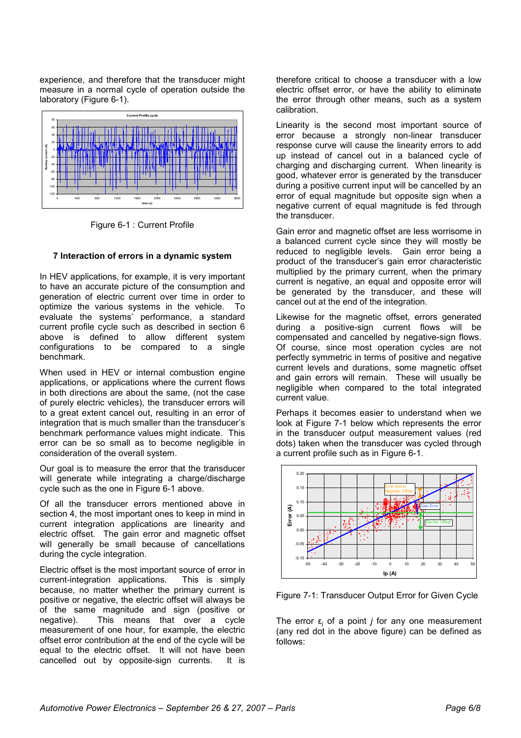experience, and therefore that the transducer might measure in a normal cycle of operation outside the laboratory (Figure 6-1).

Current Profile cycle

Battery current (A)

80
60
40
20
0
-20
-40
-60
-80
-100
-120

0 400 800 1200 1600 2000 2400 2800 3200 3600

time (s)

Figure 6-1 : Current Profile

## 7 Interaction of errors in a dynamic system

In HEV applications, for example, it is very important to have an accurate picture of the consumption and generation of electric current over time in order to optimize the various systems in the vehicle. To evaluate the systems' performance, a standard current profile cycle such as described in section 6 above is defined to allow different system configurations to be compared to a single benchmark.

When used in HEV or internal combustion engine applications, or applications where the current flows in both directions are about the same, (not the case of purely electric vehicles), the transducer errors will to a great extent cancel out, resulting in an error of integration that is much smaller than the transducer's benchmark performance values might indicate. This error can be so small as to become negligible in consideration of the overall system.

Our goal is to measure the error that the transducer will generate while integrating a charge/discharge cycle such as the one in Figure 6-1 above.

Of all the transducer errors mentioned above in section 4, the most important ones to keep in mind in current integration applications are linearity and electric offset. The gain error and magnetic offset will generally be small because of cancellations during the cycle integration.

Electric offset is the most important source of error in current-integration applications. This is simply because, no matter whether the primary current is positive or negative, the electric offset will always be of the same magnitude and sign (positive or negative). This means that over a cycle measurement of one hour, for example, the electric offset error contribution at the end of the cycle will be equal to the electric offset. It will not have been cancelled out by opposite-sign currents. It is therefore critical to choose a transducer with a low electric offset error, or have the ability to eliminate the error through other means, such as a system calibration.

Linearity is the second most important source of error because a strongly non-linear transducer response curve will cause the linearity errors to add up instead of cancel out in a balanced cycle of charging and discharging current. When linearity is good, whatever error is generated by the transducer during a positive current input will be cancelled by an error of equal magnitude but opposite sign when a negative current of equal magnitude is fed through the transducer.

Gain error and magnetic offset are less worrisome in a balanced current cycle since they will mostly be reduced to negligible levels. Gain error being a product of the transducer's gain error characteristic multiplied by the primary current, when the primary current is negative, an equal and opposite error will be generated by the transducer, and these will cancel out at the end of the integration.

Likewise for the magnetic offset, errors generated during a positive-sign current flows will be compensated and cancelled by negative-sign flows. Of course, since most operation cycles are not perfectly symmetric in terms of positive and negative current levels and durations, some magnetic offset and gain errors will remain. These will usually be negligible when compared to the total integrated current value.

Perhaps it becomes easier to understand when we look at Figure 7-1 below which represents the error in the transducer output measurement values (red dots) taken when the transducer was cycled through a current profile such as in Figure 6-1.

Error (A)

0.20
0.15
0.10
0.05
0.00
-0.05
-0.10

-50 -40 -30 -20 -10 0 10 20 30 40 50

Ip (A)

Error due to Magnetic Offset

Gain Error

Electric Offset

Figure 7-1: Transducer Output Error for Given Cycle

The error $\varepsilon_j$ of a point $j$ for any one measurement (any red dot in the above figure) can be defined as follows: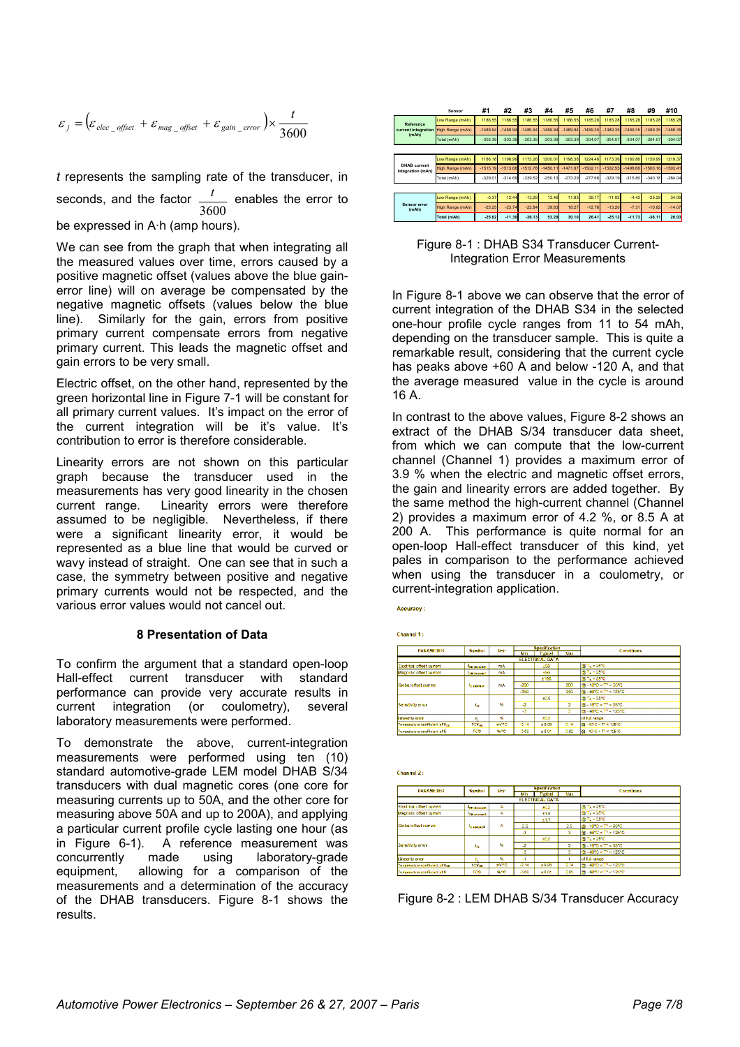$$\varepsilon_j = \left(\varepsilon_{elec\_offset} + \varepsilon_{mag\_offset} + \varepsilon_{gain\_error}\right) \times \frac{t}{3600}$$

$t$ represents the sampling rate of the transducer, in seconds, and the factor $\frac{t}{3600}$ enables the error to be expressed in A·h (amp hours).

We can see from the graph that when integrating all the measured values over time, errors caused by a positive magnetic offset (values above the blue gain-error line) will on average be compensated by the negative magnetic offsets (values below the blue line). Similarly for the gain, errors from positive primary current compensate errors from negative primary current. This leads the magnetic offset and gain errors to be very small.

Electric offset, on the other hand, represented by the green horizontal line in Figure 7-1 will be constant for all primary current values. It's impact on the error of the current integration will be it's value. It's contribution to error is therefore considerable.

Linearity errors are not shown on this particular graph because the transducer used in the measurements has very good linearity in the chosen current range. Linearity errors were therefore assumed to be negligible. Nevertheless, if there were a significant linearity error, it would be represented as a blue line that would be curved or wavy instead of straight. One can see that in such a case, the symmetry between positive and negative primary currents would not be respected, and the various error values would not cancel out.

## 8 Presentation of Data

To confirm the argument that a standard open-loop Hall-effect current transducer with standard performance can provide very accurate results in current integration (or coulometry), several laboratory measurements were performed.

To demonstrate the above, current-integration measurements were performed using ten (10) standard automotive-grade LEM model DHAB S/34 transducers with dual magnetic cores (one core for measuring currents up to 50A, and the other core for measuring above 50A and up to 200A), and applying a particular current profile cycle lasting one hour (as in Figure 6-1). A reference measurement was concurrently made using laboratory-grade equipment, allowing for a comparison of the measurements and a determination of the accuracy of the DHAB transducers. Figure 8-1 shows the results.

| | Sensor | #1 | #2 | #3 | #4 | #5 | #6 | #7 | #8 | #9 | #10 |
|---|---|---|---|---|---|---|---|---|---|---|---|
| Reference current integration (mAh) | Low Range (mAh) | 1186.55 | 1186.55 | 1186.55 | 1186.55 | 1186.55 | 1185.28 | 1185.28 | 1185.28 | 1185.28 | 1185.28 |
| | High Range (mAh) | -1489.94 | -1489.94 | -1489.94 | -1489.94 | -1489.94 | -1489.35 | -1489.35 | -1489.35 | -1489.35 | -1489.35 |
| | Total (mAh) | -303.39 | -303.39 | -303.39 | -303.39 | -303.39 | -304.07 | -304.07 | -304.07 | -304.07 | -304.07 |
| DHAB current integration (mAh) | Low Range (mAh) | 1186.18 | 1198.99 | 1173.26 | 1200.01 | 1198.38 | 1224.46 | 1173.36 | 1180.86 | 1159.99 | 1219.37 |
| | High Range (mAh) | -1515.19 | -1513.68 | -1512.78 | -1450.11 | -1471.67 | -1502.11 | -1502.55 | -1496.66 | -1500.16 | -1503.41 |
| | Total (mAh) | -329.01 | -314.69 | -339.52 | -250.10 | -273.29 | -277.66 | -329.19 | -315.80 | -340.18 | -284.04 |
| Sensor error (mAh) | Low Range (mAh) | -0.37 | 12.44 | -13.29 | 13.46 | 11.83 | 39.17 | -11.92 | -4.42 | -25.29 | 34.09 |
| | High Range (mAh) | -25.25 | -23.74 | -22.84 | 39.83 | 18.27 | -12.76 | -13.20 | -7.31 | -10.82 | -14.07 |
| | Total (mAh) | -25.62 | -11.30 | -36.13 | 53.29 | 30.10 | 26.41 | -25.12 | -11.73 | -36.11 | 20.03 |

Figure 8-1 : DHAB S34 Transducer Current-Integration Error Measurements

In Figure 8-1 above we can observe that the error of current integration of the DHAB S34 in the selected one-hour profile cycle ranges from 11 to 54 mAh, depending on the transducer sample. This is quite a remarkable result, considering that the current cycle has peaks above +60 A and below -120 A, and that the average measured value in the cycle is around 16 A.

In contrast to the above values, Figure 8-2 shows an extract of the DHAB S/34 transducer data sheet, from which we can compute that the low-current channel (Channel 1) provides a maximum error of 3.9 % when the electric and magnetic offset errors, the gain and linearity errors are added together. By the same method the high-current channel (Channel 2) provides a maximum error of 4.2 %, or 8.5 A at 200 A. This performance is quite normal for an open-loop Hall-effect transducer of this kind, yet pales in comparison to the performance achieved when using the transducer in a coulometry, or current-integration application.

**Accuracy :**

**Channel 1 :**

| PARAMETER | Symbol | Unit | Min | Typical | Max | Conditions |
|---|---|---|---|---|---|---|
| ELECTRICAL DATA | | | | | | |
| Electrical offset current | $I_{OE\ channel1}$ | mA | | ±50 | | @ $T_A$ = 25°C |
| Magnetic offset current | $I_{OM\ channel1}$ | mA | | ±50 | | @ $T_A$ = 25°C |
| Global offset current | $I_{O\ channel1}$ | mA | | ±100 | | @ $T_A$ = 25°C |
| | | | -200 | | 200 | @ -10°C < T° < 85°C |
| | | | -350 | | 350 | @ -40°C < T° < 125°C |
| Sensitivity error | $\varepsilon_G$ | % | | ±0.5 | | @ $T_A$ = 25°C |
| | | | -2 | | 2 | @ -10°C < T° < 85°C |
| | | | -3 | | 3 | @ -40°C < T° < 125°C |
| Linearity error | $\varepsilon_L$ | % | | ±0.5 | | of full range |
| Temperature coefficient of $V_{OE}$ | $TCV_{OE}$ | mV/°C | -0.14 | ± 0.09 | 0.14 | @ -40°C < T° < 125°C |
| Temperature coefficient of G | TCG | %/°C | -0.02 | ± 0.01 | 0.02 | @ -40°C < T° < 125°C |

**Channel 2 :**

| PARAMETER | Symbol | Unit | Min | Typical | Max | Conditions |
|---|---|---|---|---|---|---|
| ELECTRICAL DATA | | | | | | |
| Electrical offset current | $I_{OE\ channel2}$ | A | | ±0.2 | | @ $T_A$ = 25°C |
| Magnetic offset current | $I_{OM\ channel2}$ | A | | ±1.5 | | @ $T_A$ = 25°C |
| Global offset current | $I_{O\ channel2}$ | A | | ±1.7 | | @ $T_A$ = 25°C |
| | | | -2.5 | | 2.5 | @ -10°C < T° < 85°C |
| | | | -3 | | 3 | @ -40°C < T° < 125°C |
| Sensitivity error | $\varepsilon_G$ | % | | ±0.5 | | @ $T_A$ = 25°C |
| | | | -2 | | 2 | @ -10°C < T° < 85°C |
| | | | -3 | | 3 | @ -40°C < T° < 125°C |
| Linearity error | $\varepsilon_L$ | % | -1 | | 1 | of full range |
| Temperature coefficient of $V_{OE}$ | $TCV_{OE}$ | mV/°C | -0.14 | ± 0.09 | 0.14 | @ -40°C < T° < 125°C |
| Temperature coefficient of G | TCG | %/°C | -0.02 | ± 0.01 | 0.02 | @ -40°C < T° < 125°C |

Figure 8-2 : LEM DHAB S/34 Transducer Accuracy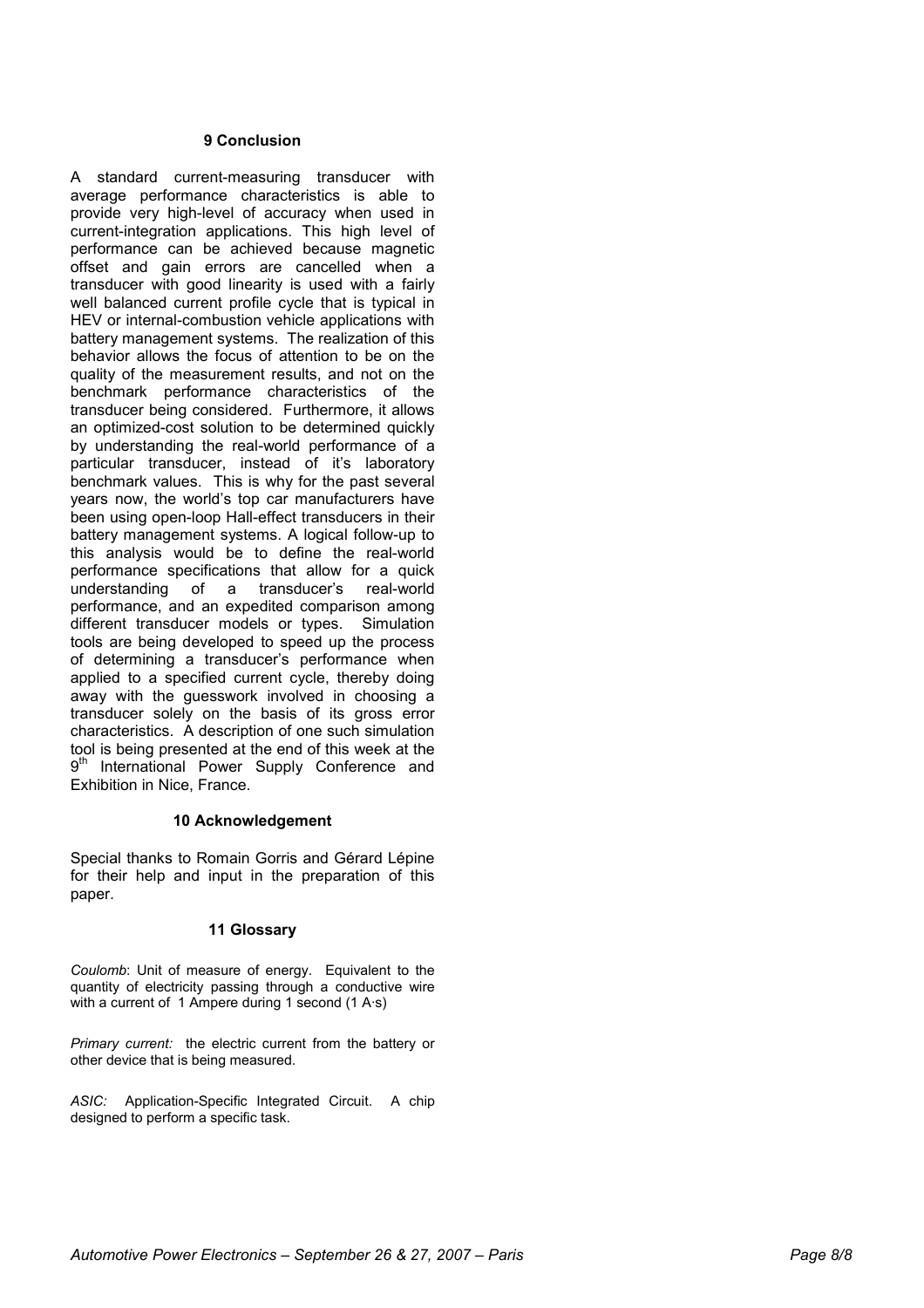## 9 Conclusion

A standard current-measuring transducer with average performance characteristics is able to provide very high-level of accuracy when used in current-integration applications. This high level of performance can be achieved because magnetic offset and gain errors are cancelled when a transducer with good linearity is used with a fairly well balanced current profile cycle that is typical in HEV or internal-combustion vehicle applications with battery management systems. The realization of this behavior allows the focus of attention to be on the quality of the measurement results, and not on the benchmark performance characteristics of the transducer being considered. Furthermore, it allows an optimized-cost solution to be determined quickly by understanding the real-world performance of a particular transducer, instead of it's laboratory benchmark values. This is why for the past several years now, the world's top car manufacturers have been using open-loop Hall-effect transducers in their battery management systems. A logical follow-up to this analysis would be to define the real-world performance specifications that allow for a quick understanding of a transducer's real-world performance, and an expedited comparison among different transducer models or types. Simulation tools are being developed to speed up the process of determining a transducer's performance when applied to a specified current cycle, thereby doing away with the guesswork involved in choosing a transducer solely on the basis of its gross error characteristics. A description of one such simulation tool is being presented at the end of this week at the 9th International Power Supply Conference and Exhibition in Nice, France.

## 10 Acknowledgement

Special thanks to Romain Gorris and Gérard Lépine for their help and input in the preparation of this paper.

## 11 Glossary

*Coulomb*: Unit of measure of energy. Equivalent to the quantity of electricity passing through a conductive wire with a current of 1 Ampere during 1 second (1 A·s)

*Primary current:* the electric current from the battery or other device that is being measured.

*ASIC:* Application-Specific Integrated Circuit. A chip designed to perform a specific task.